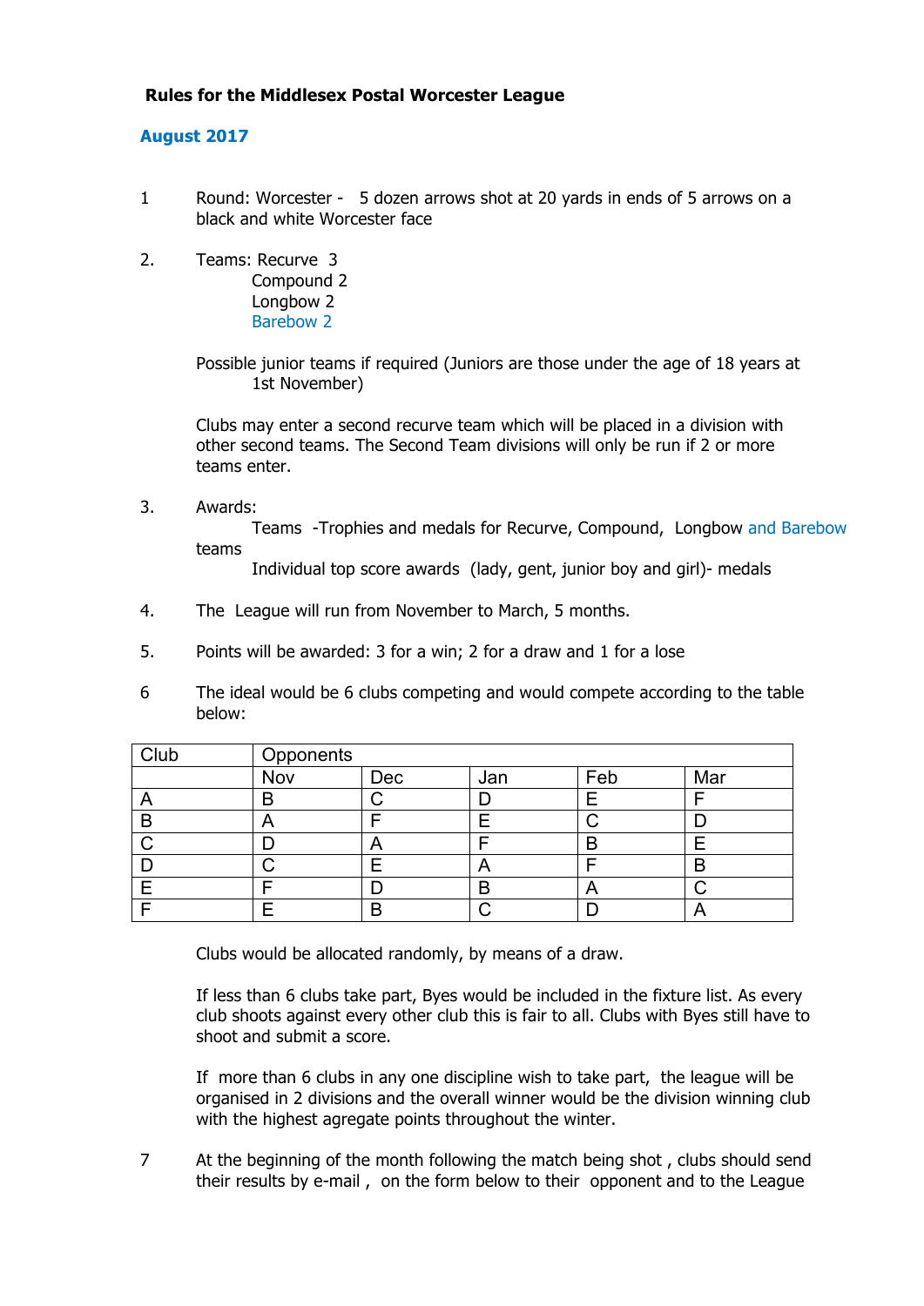# Rules for the Middlesex Postal Worcester League

**August 2017**

1. Round: Worcester - 5 dozen arrows shot at 20 yards in ends of 5 arrows on a black and white Worcester face

2. Teams: Recurve 3
   Compound 2
   Longbow 2
   Barebow 2

   Possible junior teams if required (Juniors are those under the age of 18 years at 1st November)

   Clubs may enter a second recurve team which will be placed in a division with other second teams. The Second Team divisions will only be run if 2 or more teams enter.

3. Awards:
   Teams -Trophies and medals for Recurve, Compound, Longbow and Barebow teams
   Individual top score awards (lady, gent, junior boy and girl)- medals

4. The League will run from November to March, 5 months.

5. Points will be awarded: 3 for a win; 2 for a draw and 1 for a lose

6. The ideal would be 6 clubs competing and would compete according to the table below:

| Club | Opponents | | | | |
|---|---|---|---|---|---|
| | Nov | Dec | Jan | Feb | Mar |
| A | B | C | D | E | F |
| B | A | F | E | C | D |
| C | D | A | F | B | E |
| D | C | E | A | F | B |
| E | F | D | B | A | C |
| F | E | B | C | D | A |

   Clubs would be allocated randomly, by means of a draw.

   If less than 6 clubs take part, Byes would be included in the fixture list. As every club shoots against every other club this is fair to all. Clubs with Byes still have to shoot and submit a score.

   If more than 6 clubs in any one discipline wish to take part, the league will be organised in 2 divisions and the overall winner would be the division winning club with the highest agregate points throughout the winter.

7. At the beginning of the month following the match being shot , clubs should send their results by e-mail , on the form below to their opponent and to the League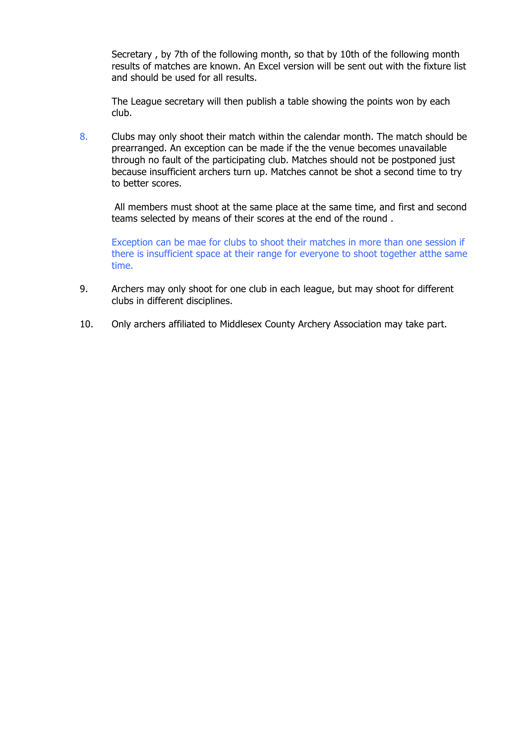Secretary , by 7th of the following month, so that by 10th of the following month results of matches are known. An Excel version will be sent out with the fixture list and should be used for all results.

The League secretary will then publish a table showing the points won by each club.

8. Clubs may only shoot their match within the calendar month. The match should be prearranged. An exception can be made if the the venue becomes unavailable through no fault of the participating club. Matches should not be postponed just because insufficient archers turn up. Matches cannot be shot a second time to try to better scores.

   All members must shoot at the same place at the same time, and first and second teams selected by means of their scores at the end of the round .

   Exception can be mae for clubs to shoot their matches in more than one session if there is insufficient space at their range for everyone to shoot together atthe same time.

9. Archers may only shoot for one club in each league, but may shoot for different clubs in different disciplines.

10. Only archers affiliated to Middlesex County Archery Association may take part.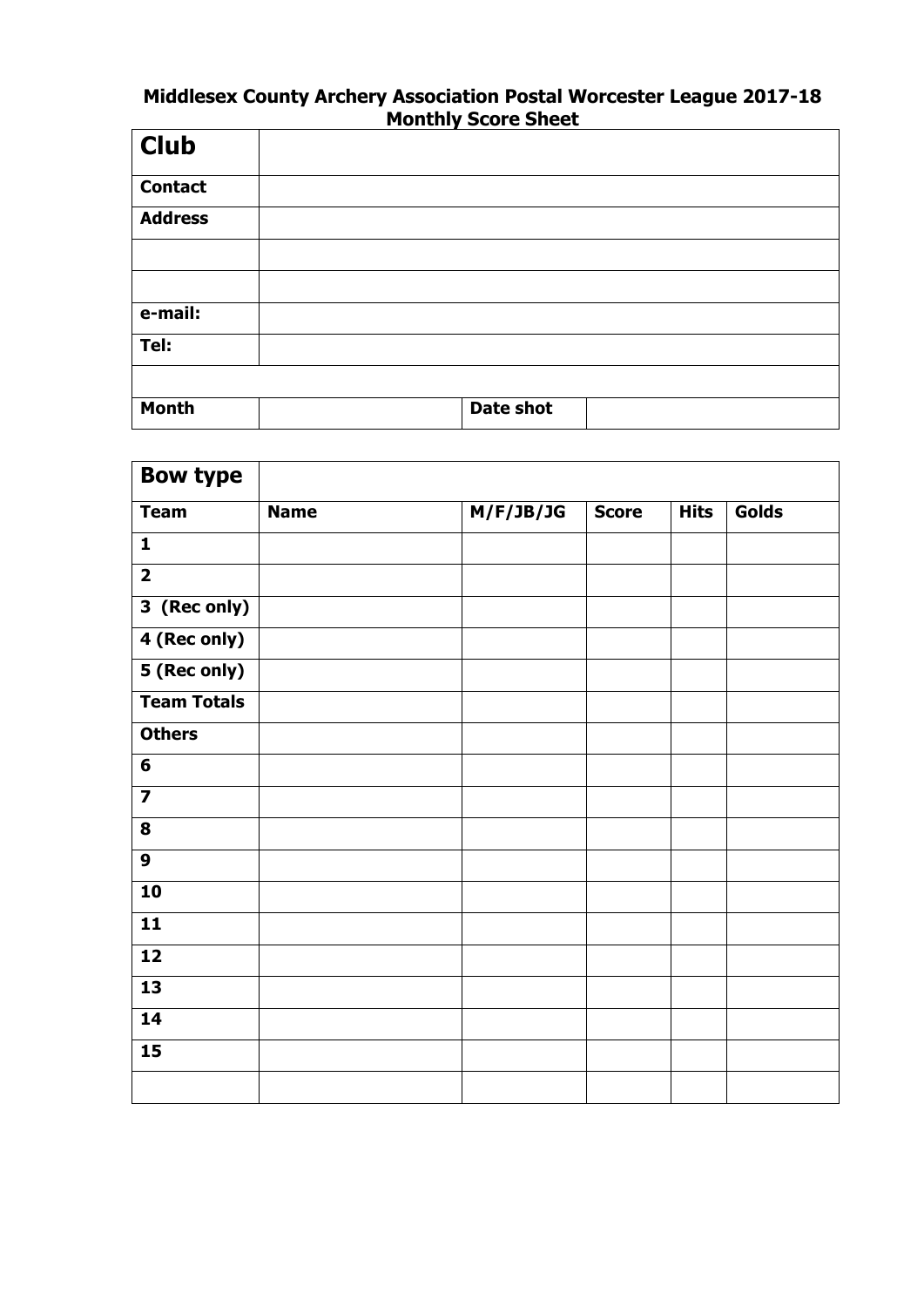**Middlesex County Archery Association Postal Worcester League 2017-18**
**Monthly Score Sheet**

| | | | |
|---|---|---|---|
| **Club** | | | |
| **Contact** | | | |
| **Address** | | | |
| | | | |
| | | | |
| **e-mail:** | | | |
| **Tel:** | | | |
| | | | |
| **Month** | | **Date shot** | |

| **Bow type** | | | | | |
|---|---|---|---|---|---|
| **Team** | **Name** | **M/F/JB/JG** | **Score** | **Hits** | **Golds** |
| **1** | | | | | |
| **2** | | | | | |
| **3 (Rec only)** | | | | | |
| **4 (Rec only)** | | | | | |
| **5 (Rec only)** | | | | | |
| **Team Totals** | | | | | |
| **Others** | | | | | |
| **6** | | | | | |
| **7** | | | | | |
| **8** | | | | | |
| **9** | | | | | |
| **10** | | | | | |
| **11** | | | | | |
| **12** | | | | | |
| **13** | | | | | |
| **14** | | | | | |
| **15** | | | | | |
| | | | | | |